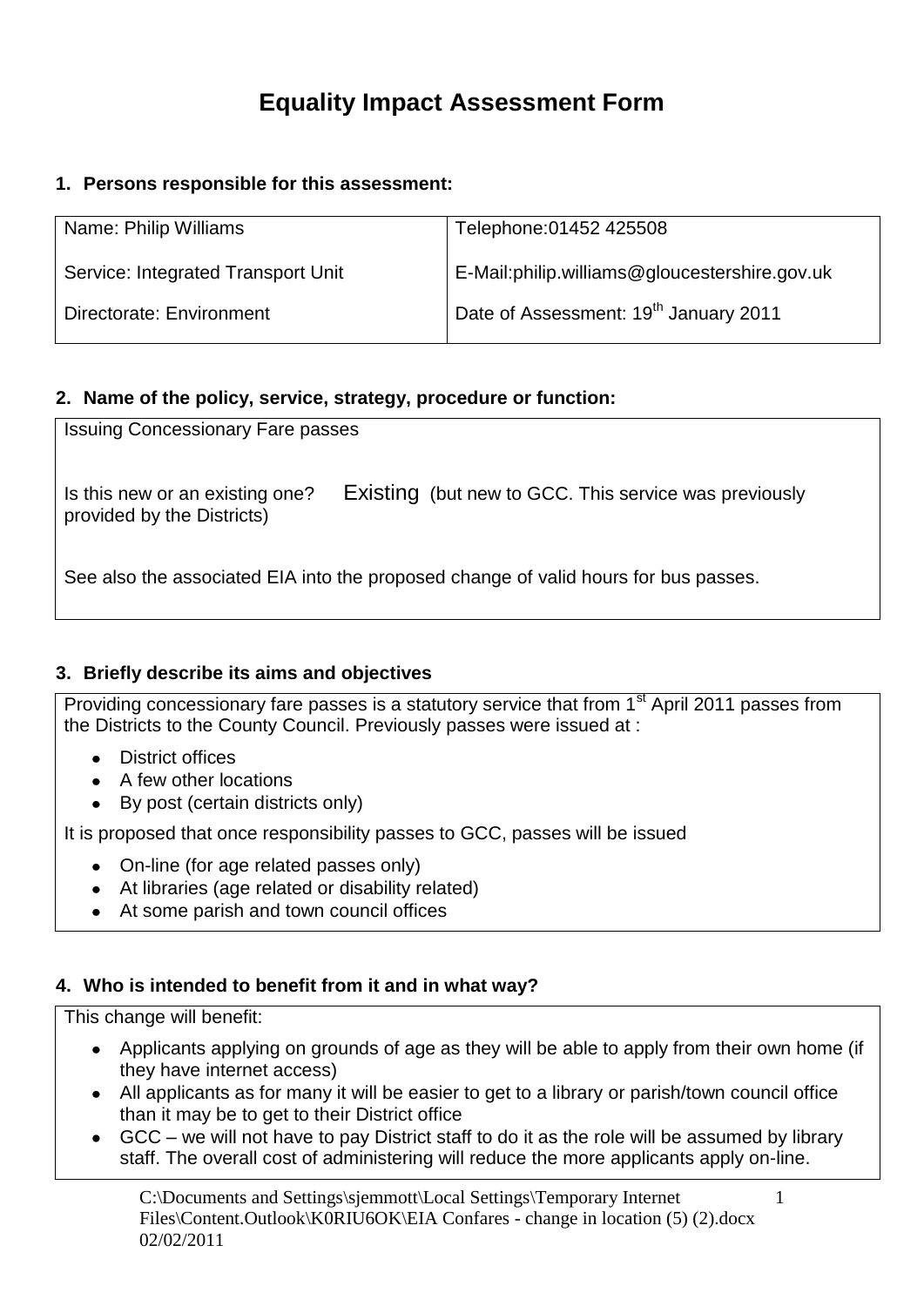# Equality Impact Assessment Form

## 1. Persons responsible for this assessment:

| Name: Philip Williams | Telephone:01452 425508 |
|---|---|
| Service: Integrated Transport Unit | E-Mail:philip.williams@gloucestershire.gov.uk |
| Directorate: Environment | Date of Assessment: 19th January 2011 |

## 2. Name of the policy, service, strategy, procedure or function:

Issuing Concessionary Fare passes

Is this new or an existing one? Existing (but new to GCC. This service was previously provided by the Districts)

See also the associated EIA into the proposed change of valid hours for bus passes.

## 3. Briefly describe its aims and objectives

Providing concessionary fare passes is a statutory service that from 1st April 2011 passes from the Districts to the County Council. Previously passes were issued at :

- District offices
- A few other locations
- By post (certain districts only)

It is proposed that once responsibility passes to GCC, passes will be issued

- On-line (for age related passes only)
- At libraries (age related or disability related)
- At some parish and town council offices

## 4. Who is intended to benefit from it and in what way?

This change will benefit:

- Applicants applying on grounds of age as they will be able to apply from their own home (if they have internet access)
- All applicants as for many it will be easier to get to a library or parish/town council office than it may be to get to their District office
- GCC – we will not have to pay District staff to do it as the role will be assumed by library staff. The overall cost of administering will reduce the more applicants apply on-line.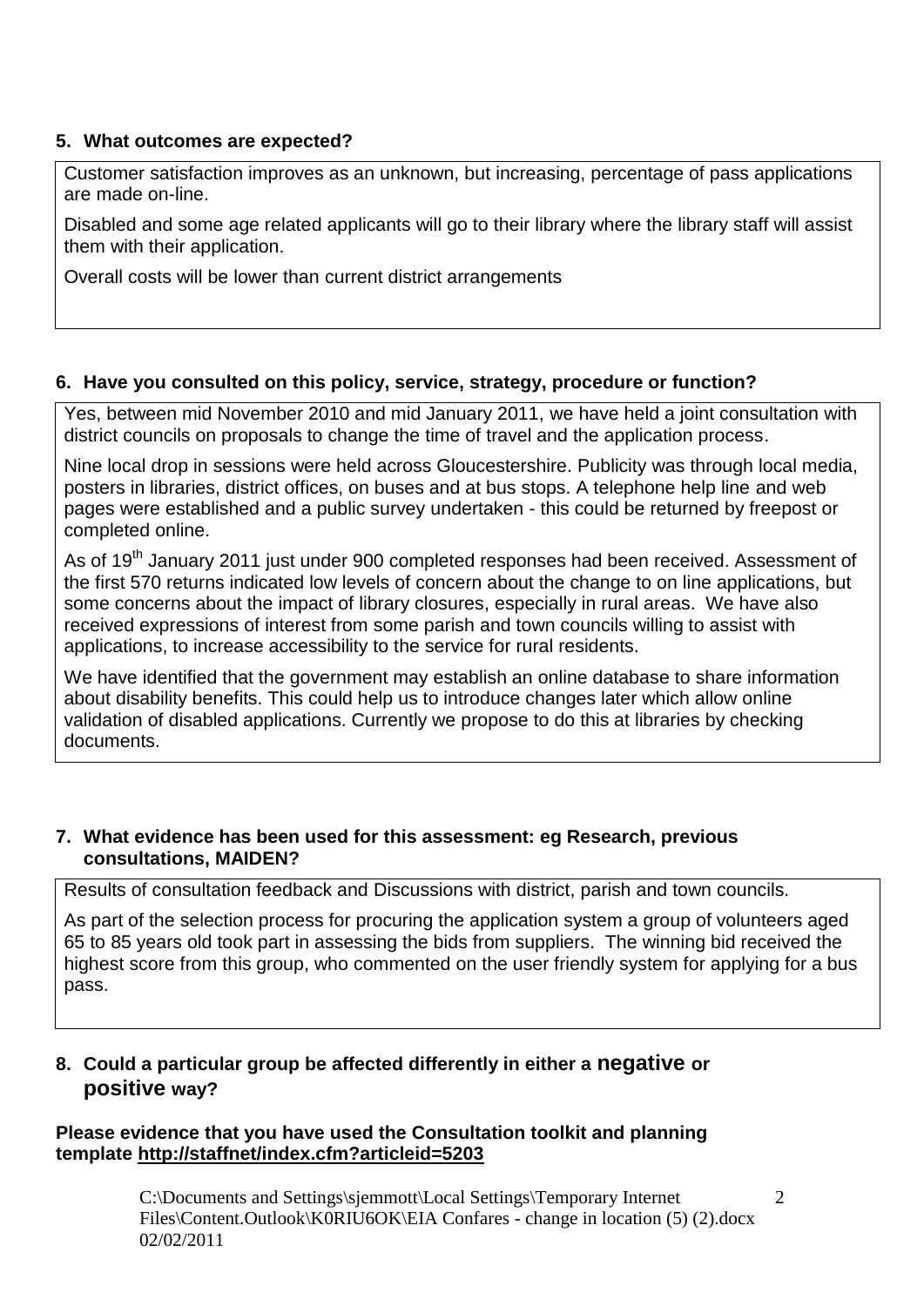### 5. What outcomes are expected?

Customer satisfaction improves as an unknown, but increasing, percentage of pass applications are made on-line.

Disabled and some age related applicants will go to their library where the library staff will assist them with their application.

Overall costs will be lower than current district arrangements

### 6. Have you consulted on this policy, service, strategy, procedure or function?

Yes, between mid November 2010 and mid January 2011, we have held a joint consultation with district councils on proposals to change the time of travel and the application process.

Nine local drop in sessions were held across Gloucestershire. Publicity was through local media, posters in libraries, district offices, on buses and at bus stops. A telephone help line and web pages were established and a public survey undertaken - this could be returned by freepost or completed online.

As of 19th January 2011 just under 900 completed responses had been received. Assessment of the first 570 returns indicated low levels of concern about the change to on line applications, but some concerns about the impact of library closures, especially in rural areas. We have also received expressions of interest from some parish and town councils willing to assist with applications, to increase accessibility to the service for rural residents.

We have identified that the government may establish an online database to share information about disability benefits. This could help us to introduce changes later which allow online validation of disabled applications. Currently we propose to do this at libraries by checking documents.

### 7. What evidence has been used for this assessment: eg Research, previous consultations, MAIDEN?

Results of consultation feedback and Discussions with district, parish and town councils.

As part of the selection process for procuring the application system a group of volunteers aged 65 to 85 years old took part in assessing the bids from suppliers. The winning bid received the highest score from this group, who commented on the user friendly system for applying for a bus pass.

### 8. Could a particular group be affected differently in either a **negative** or **positive** way?

**Please evidence that you have used the Consultation toolkit and planning template http://staffnet/index.cfm?articleid=5203**

C:\Documents and Settings\sjemmott\Local Settings\Temporary Internet Files\Content.Outlook\K0RIU6OK\EIA Confares - change in location (5) (2).docx 02/02/2011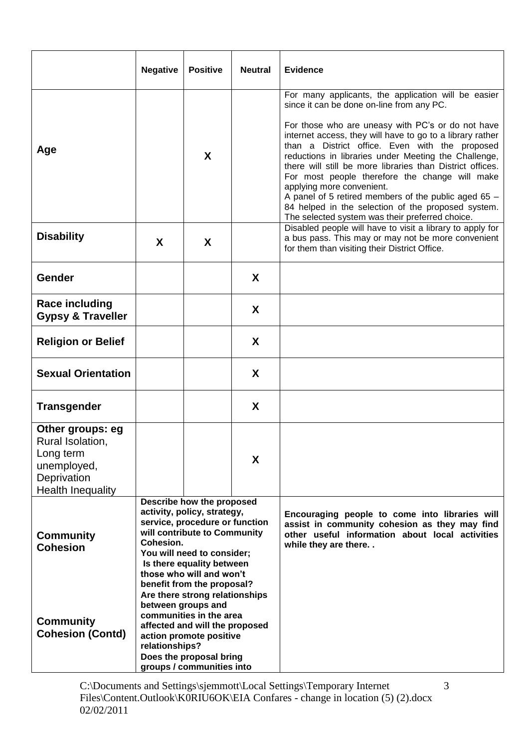| | Negative | Positive | Neutral | Evidence |
|---|---|---|---|---|
| **Age** | | **X** | | For many applicants, the application will be easier since it can be done on-line from any PC.<br><br>For those who are uneasy with PC's or do not have internet access, they will have to go to a library rather than a District office. Even with the proposed reductions in libraries under Meeting the Challenge, there will still be more libraries than District offices. For most people therefore the change will make applying more convenient.<br>A panel of 5 retired members of the public aged 65 – 84 helped in the selection of the proposed system. The selected system was their preferred choice. |
| **Disability** | **X** | **X** | | Disabled people will have to visit a library to apply for a bus pass. This may or may not be more convenient for them than visiting their District Office. |
| **Gender** | | | **X** | |
| **Race including Gypsy & Traveller** | | | **X** | |
| **Religion or Belief** | | | **X** | |
| **Sexual Orientation** | | | **X** | |
| **Transgender** | | | **X** | |
| **Other groups: eg** Rural Isolation, Long term unemployed, Deprivation Health Inequality | | | **X** | |
| **Community Cohesion**<br><br>**Community Cohesion (Contd)** | **Describe how the proposed activity, policy, strategy, service, procedure or function will contribute to Community Cohesion.<br>You will need to consider;<br>Is there equality between those who will and won't benefit from the proposal?<br>Are there strong relationships between groups and communities in the area affected and will the proposed action promote positive relationships?<br>Does the proposal bring groups / communities into** | | | **Encouraging people to come into libraries will assist in community cohesion as they may find other useful information about local activities while they are there. .** |

C:\Documents and Settings\sjemmott\Local Settings\Temporary Internet Files\Content.Outlook\K0RIU6OK\EIA Confares - change in location (5) (2).docx 02/02/2011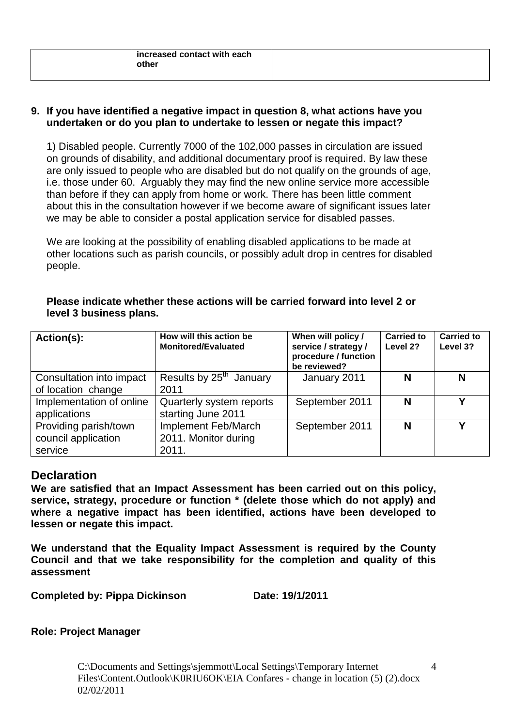|  | increased contact with each other |  |
|---|---|---|

**9. If you have identified a negative impact in question 8, what actions have you undertaken or do you plan to undertake to lessen or negate this impact?**

1) Disabled people. Currently 7000 of the 102,000 passes in circulation are issued on grounds of disability, and additional documentary proof is required. By law these are only issued to people who are disabled but do not qualify on the grounds of age, i.e. those under 60. Arguably they may find the new online service more accessible than before if they can apply from home or work. There has been little comment about this in the consultation however if we become aware of significant issues later we may be able to consider a postal application service for disabled passes.

We are looking at the possibility of enabling disabled applications to be made at other locations such as parish councils, or possibly adult drop in centres for disabled people.

**Please indicate whether these actions will be carried forward into level 2 or level 3 business plans.**

| Action(s): | How will this action be Monitored/Evaluated | When will policy / service / strategy / procedure / function be reviewed? | Carried to Level 2? | Carried to Level 3? |
|---|---|---|---|---|
| Consultation into impact of location change | Results by 25th January 2011 | January 2011 | N | N |
| Implementation of online applications | Quarterly system reports starting June 2011 | September 2011 | N | Y |
| Providing parish/town council application service | Implement Feb/March 2011. Monitor during 2011. | September 2011 | N | Y |

## Declaration

**We are satisfied that an Impact Assessment has been carried out on this policy, service, strategy, procedure or function * (delete those which do not apply) and where a negative impact has been identified, actions have been developed to lessen or negate this impact.**

**We understand that the Equality Impact Assessment is required by the County Council and that we take responsibility for the completion and quality of this assessment**

**Completed by: Pippa Dickinson** **Date: 19/1/2011**

**Role: Project Manager**

C:\Documents and Settings\sjemmott\Local Settings\Temporary Internet Files\Content.Outlook\K0RIU6OK\EIA Confares - change in location (5) (2).docx 02/02/2011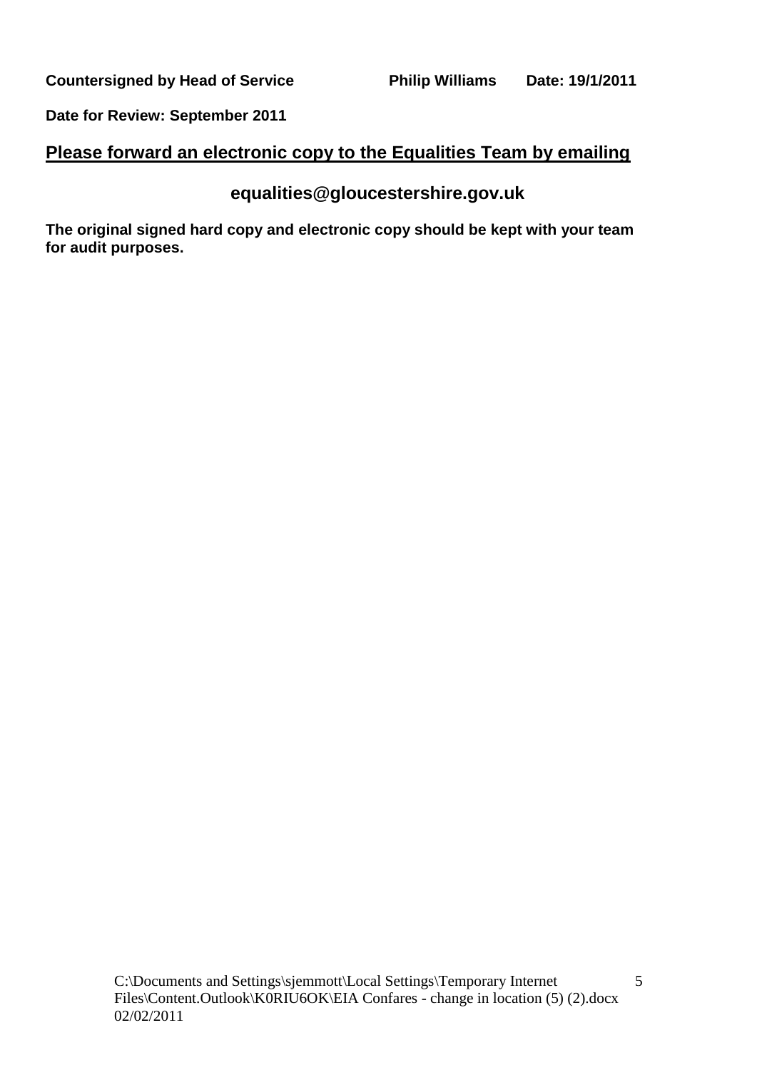**Countersigned by Head of Service Philip Williams Date: 19/1/2011**

**Date for Review: September 2011**

**<u>Please forward an electronic copy to the Equalities Team by emailing</u>**

**equalities@gloucestershire.gov.uk**

**The original signed hard copy and electronic copy should be kept with your team for audit purposes.**